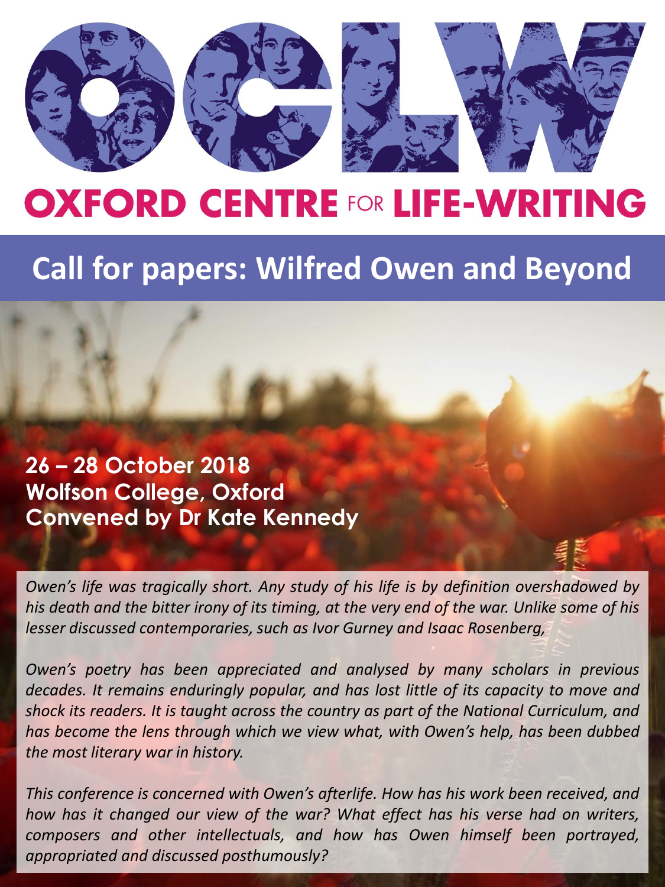# OXFORD CENTRE FOR LIFE-WRITING

## Call for papers: Wilfred Owen and Beyond

**26 – 28 October 2018**
**Wolfson College, Oxford**
**Convened by Dr Kate Kennedy**

*Owen's life was tragically short. Any study of his life is by definition overshadowed by his death and the bitter irony of its timing, at the very end of the war. Unlike some of his lesser discussed contemporaries, such as Ivor Gurney and Isaac Rosenberg,*

*Owen's poetry has been appreciated and analysed by many scholars in previous decades. It remains enduringly popular, and has lost little of its capacity to move and shock its readers. It is taught across the country as part of the National Curriculum, and has become the lens through which we view what, with Owen's help, has been dubbed the most literary war in history.*

*This conference is concerned with Owen's afterlife. How has his work been received, and how has it changed our view of the war? What effect has his verse had on writers, composers and other intellectuals, and how has Owen himself been portrayed, appropriated and discussed posthumously?*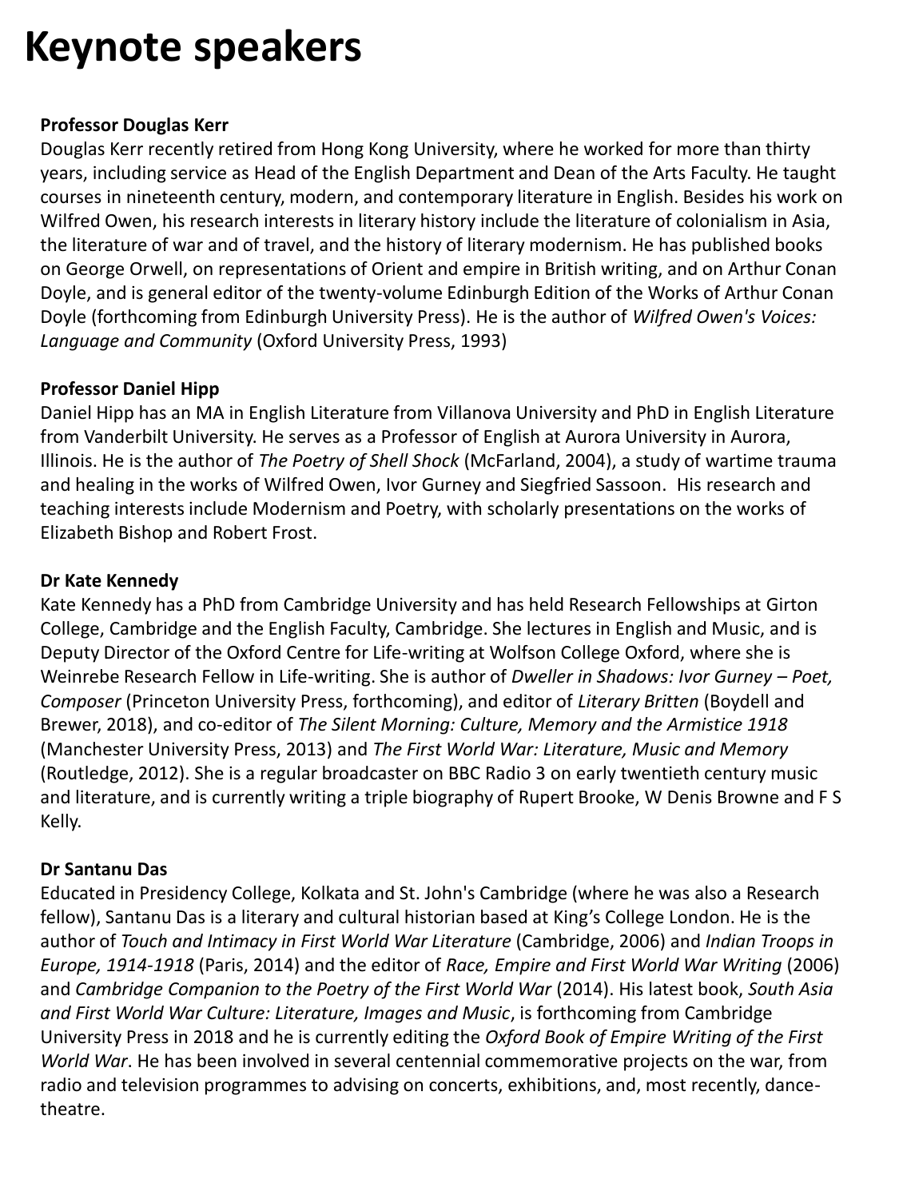# Keynote speakers

**Professor Douglas Kerr**

Douglas Kerr recently retired from Hong Kong University, where he worked for more than thirty years, including service as Head of the English Department and Dean of the Arts Faculty. He taught courses in nineteenth century, modern, and contemporary literature in English. Besides his work on Wilfred Owen, his research interests in literary history include the literature of colonialism in Asia, the literature of war and of travel, and the history of literary modernism. He has published books on George Orwell, on representations of Orient and empire in British writing, and on Arthur Conan Doyle, and is general editor of the twenty-volume Edinburgh Edition of the Works of Arthur Conan Doyle (forthcoming from Edinburgh University Press). He is the author of *Wilfred Owen's Voices: Language and Community* (Oxford University Press, 1993)

**Professor Daniel Hipp**

Daniel Hipp has an MA in English Literature from Villanova University and PhD in English Literature from Vanderbilt University. He serves as a Professor of English at Aurora University in Aurora, Illinois. He is the author of *The Poetry of Shell Shock* (McFarland, 2004), a study of wartime trauma and healing in the works of Wilfred Owen, Ivor Gurney and Siegfried Sassoon. His research and teaching interests include Modernism and Poetry, with scholarly presentations on the works of Elizabeth Bishop and Robert Frost.

**Dr Kate Kennedy**

Kate Kennedy has a PhD from Cambridge University and has held Research Fellowships at Girton College, Cambridge and the English Faculty, Cambridge. She lectures in English and Music, and is Deputy Director of the Oxford Centre for Life-writing at Wolfson College Oxford, where she is Weinrebe Research Fellow in Life-writing. She is author of *Dweller in Shadows: Ivor Gurney – Poet, Composer* (Princeton University Press, forthcoming), and editor of *Literary Britten* (Boydell and Brewer, 2018), and co-editor of *The Silent Morning: Culture, Memory and the Armistice 1918* (Manchester University Press, 2013) and *The First World War: Literature, Music and Memory* (Routledge, 2012). She is a regular broadcaster on BBC Radio 3 on early twentieth century music and literature, and is currently writing a triple biography of Rupert Brooke, W Denis Browne and F S Kelly.

**Dr Santanu Das**

Educated in Presidency College, Kolkata and St. John's Cambridge (where he was also a Research fellow), Santanu Das is a literary and cultural historian based at King's College London. He is the author of *Touch and Intimacy in First World War Literature* (Cambridge, 2006) and *Indian Troops in Europe, 1914-1918* (Paris, 2014) and the editor of *Race, Empire and First World War Writing* (2006) and *Cambridge Companion to the Poetry of the First World War* (2014). His latest book, *South Asia and First World War Culture: Literature, Images and Music*, is forthcoming from Cambridge University Press in 2018 and he is currently editing the *Oxford Book of Empire Writing of the First World War*. He has been involved in several centennial commemorative projects on the war, from radio and television programmes to advising on concerts, exhibitions, and, most recently, dance-theatre.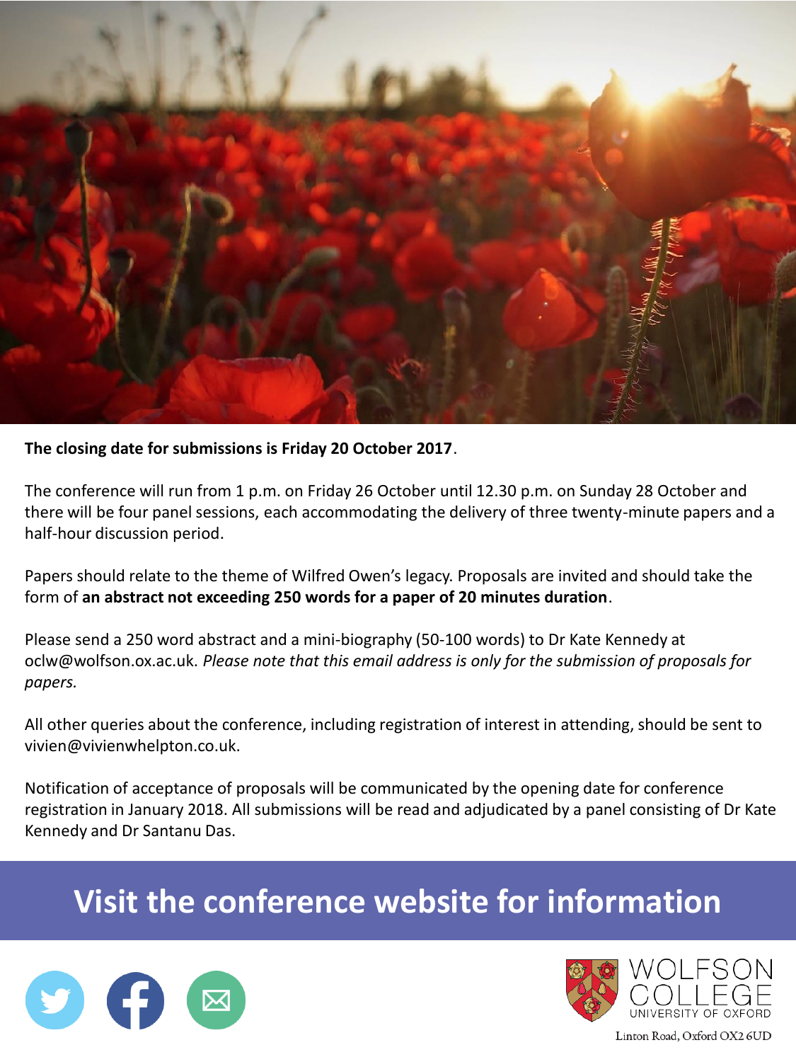**The closing date for submissions is Friday 20 October 2017**.

The conference will run from 1 p.m. on Friday 26 October until 12.30 p.m. on Sunday 28 October and there will be four panel sessions, each accommodating the delivery of three twenty-minute papers and a half-hour discussion period.

Papers should relate to the theme of Wilfred Owen's legacy. Proposals are invited and should take the form of **an abstract not exceeding 250 words for a paper of 20 minutes duration**.

Please send a 250 word abstract and a mini-biography (50-100 words) to Dr Kate Kennedy at oclw@wolfson.ox.ac.uk. *Please note that this email address is only for the submission of proposals for papers.*

All other queries about the conference, including registration of interest in attending, should be sent to vivien@vivienwhelpton.co.uk.

Notification of acceptance of proposals will be communicated by the opening date for conference registration in January 2018. All submissions will be read and adjudicated by a panel consisting of Dr Kate Kennedy and Dr Santanu Das.

## Visit the conference website for information

WOLFSON COLLEGE
UNIVERSITY OF OXFORD

Linton Road, Oxford OX2 6UD